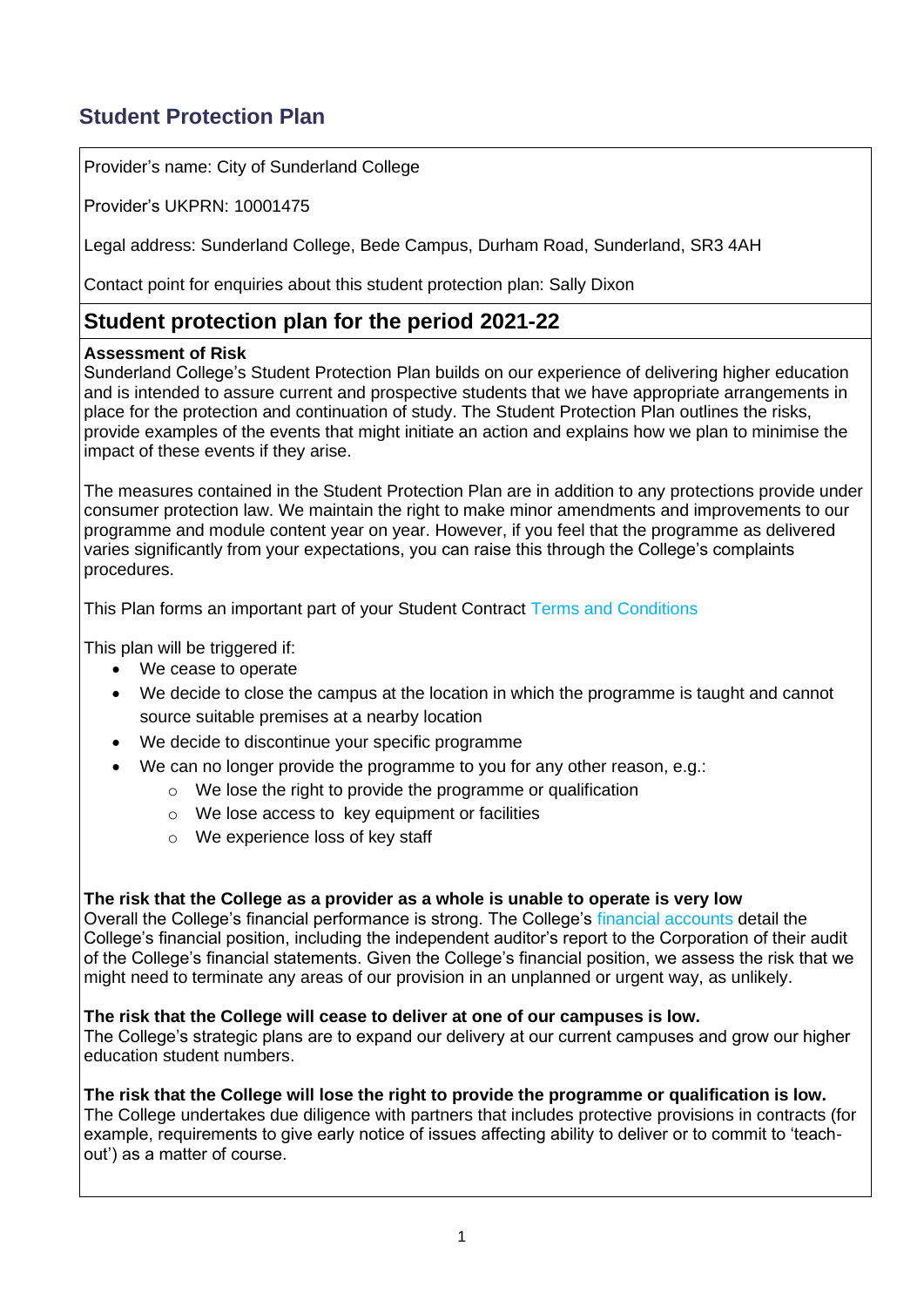## Student Protection Plan

Provider's name: City of Sunderland College

Provider's UKPRN: 10001475

Legal address: Sunderland College, Bede Campus, Durham Road, Sunderland, SR3 4AH

Contact point for enquiries about this student protection plan: Sally Dixon

# Student protection plan for the period 2021-22

**Assessment of Risk**

Sunderland College's Student Protection Plan builds on our experience of delivering higher education and is intended to assure current and prospective students that we have appropriate arrangements in place for the protection and continuation of study. The Student Protection Plan outlines the risks, provide examples of the events that might initiate an action and explains how we plan to minimise the impact of these events if they arise.

The measures contained in the Student Protection Plan are in addition to any protections provide under consumer protection law. We maintain the right to make minor amendments and improvements to our programme and module content year on year. However, if you feel that the programme as delivered varies significantly from your expectations, you can raise this through the College's complaints procedures.

This Plan forms an important part of your Student Contract Terms and Conditions

This plan will be triggered if:

- We cease to operate
- We decide to close the campus at the location in which the programme is taught and cannot source suitable premises at a nearby location
- We decide to discontinue your specific programme
- We can no longer provide the programme to you for any other reason, e.g.:
  - We lose the right to provide the programme or qualification
  - We lose access to key equipment or facilities
  - We experience loss of key staff

**The risk that the College as a provider as a whole is unable to operate is very low**

Overall the College's financial performance is strong. The College's financial accounts detail the College's financial position, including the independent auditor's report to the Corporation of their audit of the College's financial statements. Given the College's financial position, we assess the risk that we might need to terminate any areas of our provision in an unplanned or urgent way, as unlikely.

**The risk that the College will cease to deliver at one of our campuses is low.**

The College's strategic plans are to expand our delivery at our current campuses and grow our higher education student numbers.

**The risk that the College will lose the right to provide the programme or qualification is low.**

The College undertakes due diligence with partners that includes protective provisions in contracts (for example, requirements to give early notice of issues affecting ability to deliver or to commit to 'teach-out') as a matter of course.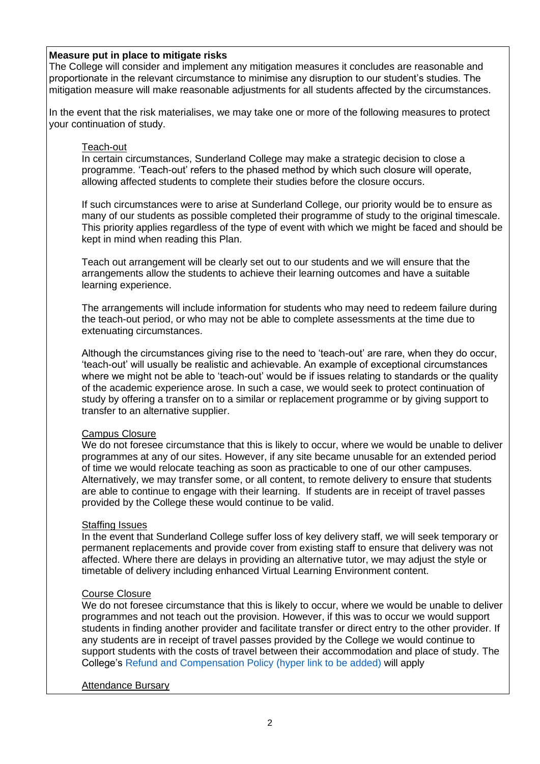**Measure put in place to mitigate risks**

The College will consider and implement any mitigation measures it concludes are reasonable and proportionate in the relevant circumstance to minimise any disruption to our student's studies. The mitigation measure will make reasonable adjustments for all students affected by the circumstances.

In the event that the risk materialises, we may take one or more of the following measures to protect your continuation of study.

Teach-out

In certain circumstances, Sunderland College may make a strategic decision to close a programme. 'Teach-out' refers to the phased method by which such closure will operate, allowing affected students to complete their studies before the closure occurs.

If such circumstances were to arise at Sunderland College, our priority would be to ensure as many of our students as possible completed their programme of study to the original timescale. This priority applies regardless of the type of event with which we might be faced and should be kept in mind when reading this Plan.

Teach out arrangement will be clearly set out to our students and we will ensure that the arrangements allow the students to achieve their learning outcomes and have a suitable learning experience.

The arrangements will include information for students who may need to redeem failure during the teach-out period, or who may not be able to complete assessments at the time due to extenuating circumstances.

Although the circumstances giving rise to the need to 'teach-out' are rare, when they do occur, 'teach-out' will usually be realistic and achievable. An example of exceptional circumstances where we might not be able to 'teach-out' would be if issues relating to standards or the quality of the academic experience arose. In such a case, we would seek to protect continuation of study by offering a transfer on to a similar or replacement programme or by giving support to transfer to an alternative supplier.

Campus Closure

We do not foresee circumstance that this is likely to occur, where we would be unable to deliver programmes at any of our sites. However, if any site became unusable for an extended period of time we would relocate teaching as soon as practicable to one of our other campuses. Alternatively, we may transfer some, or all content, to remote delivery to ensure that students are able to continue to engage with their learning. If students are in receipt of travel passes provided by the College these would continue to be valid.

Staffing Issues

In the event that Sunderland College suffer loss of key delivery staff, we will seek temporary or permanent replacements and provide cover from existing staff to ensure that delivery was not affected. Where there are delays in providing an alternative tutor, we may adjust the style or timetable of delivery including enhanced Virtual Learning Environment content.

Course Closure

We do not foresee circumstance that this is likely to occur, where we would be unable to deliver programmes and not teach out the provision. However, if this was to occur we would support students in finding another provider and facilitate transfer or direct entry to the other provider. If any students are in receipt of travel passes provided by the College we would continue to support students with the costs of travel between their accommodation and place of study. The College's Refund and Compensation Policy (hyper link to be added) will apply

Attendance Bursary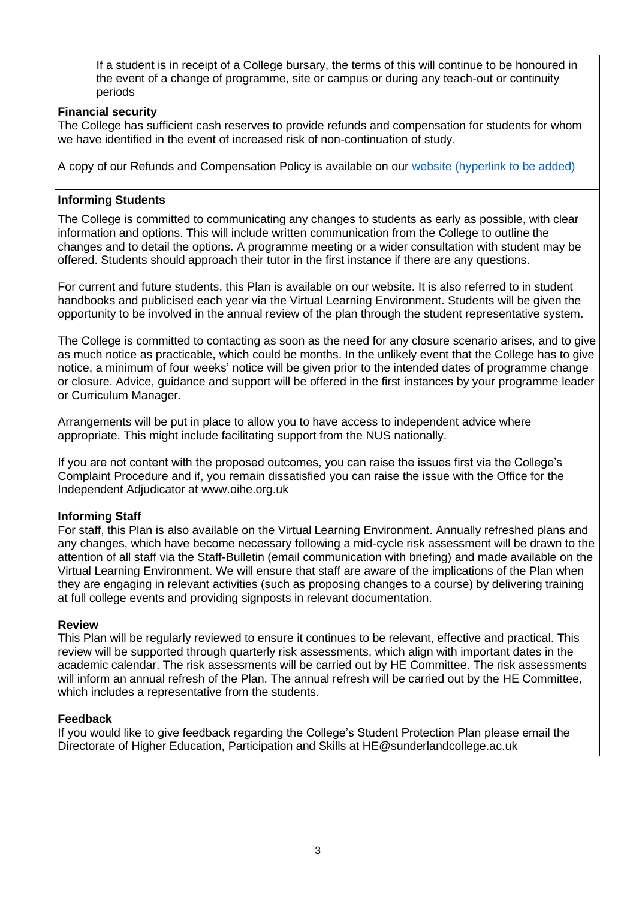If a student is in receipt of a College bursary, the terms of this will continue to be honoured in the event of a change of programme, site or campus or during any teach-out or continuity periods

**Financial security**

The College has sufficient cash reserves to provide refunds and compensation for students for whom we have identified in the event of increased risk of non-continuation of study.

A copy of our Refunds and Compensation Policy is available on our website (hyperlink to be added)

**Informing Students**

The College is committed to communicating any changes to students as early as possible, with clear information and options. This will include written communication from the College to outline the changes and to detail the options. A programme meeting or a wider consultation with student may be offered. Students should approach their tutor in the first instance if there are any questions.

For current and future students, this Plan is available on our website. It is also referred to in student handbooks and publicised each year via the Virtual Learning Environment. Students will be given the opportunity to be involved in the annual review of the plan through the student representative system.

The College is committed to contacting as soon as the need for any closure scenario arises, and to give as much notice as practicable, which could be months. In the unlikely event that the College has to give notice, a minimum of four weeks' notice will be given prior to the intended dates of programme change or closure. Advice, guidance and support will be offered in the first instances by your programme leader or Curriculum Manager.

Arrangements will be put in place to allow you to have access to independent advice where appropriate. This might include facilitating support from the NUS nationally.

If you are not content with the proposed outcomes, you can raise the issues first via the College's Complaint Procedure and if, you remain dissatisfied you can raise the issue with the Office for the Independent Adjudicator at www.oihe.org.uk

**Informing Staff**

For staff, this Plan is also available on the Virtual Learning Environment. Annually refreshed plans and any changes, which have become necessary following a mid-cycle risk assessment will be drawn to the attention of all staff via the Staff-Bulletin (email communication with briefing) and made available on the Virtual Learning Environment. We will ensure that staff are aware of the implications of the Plan when they are engaging in relevant activities (such as proposing changes to a course) by delivering training at full college events and providing signposts in relevant documentation.

**Review**

This Plan will be regularly reviewed to ensure it continues to be relevant, effective and practical. This review will be supported through quarterly risk assessments, which align with important dates in the academic calendar. The risk assessments will be carried out by HE Committee. The risk assessments will inform an annual refresh of the Plan. The annual refresh will be carried out by the HE Committee, which includes a representative from the students.

**Feedback**

If you would like to give feedback regarding the College's Student Protection Plan please email the Directorate of Higher Education, Participation and Skills at HE@sunderlandcollege.ac.uk